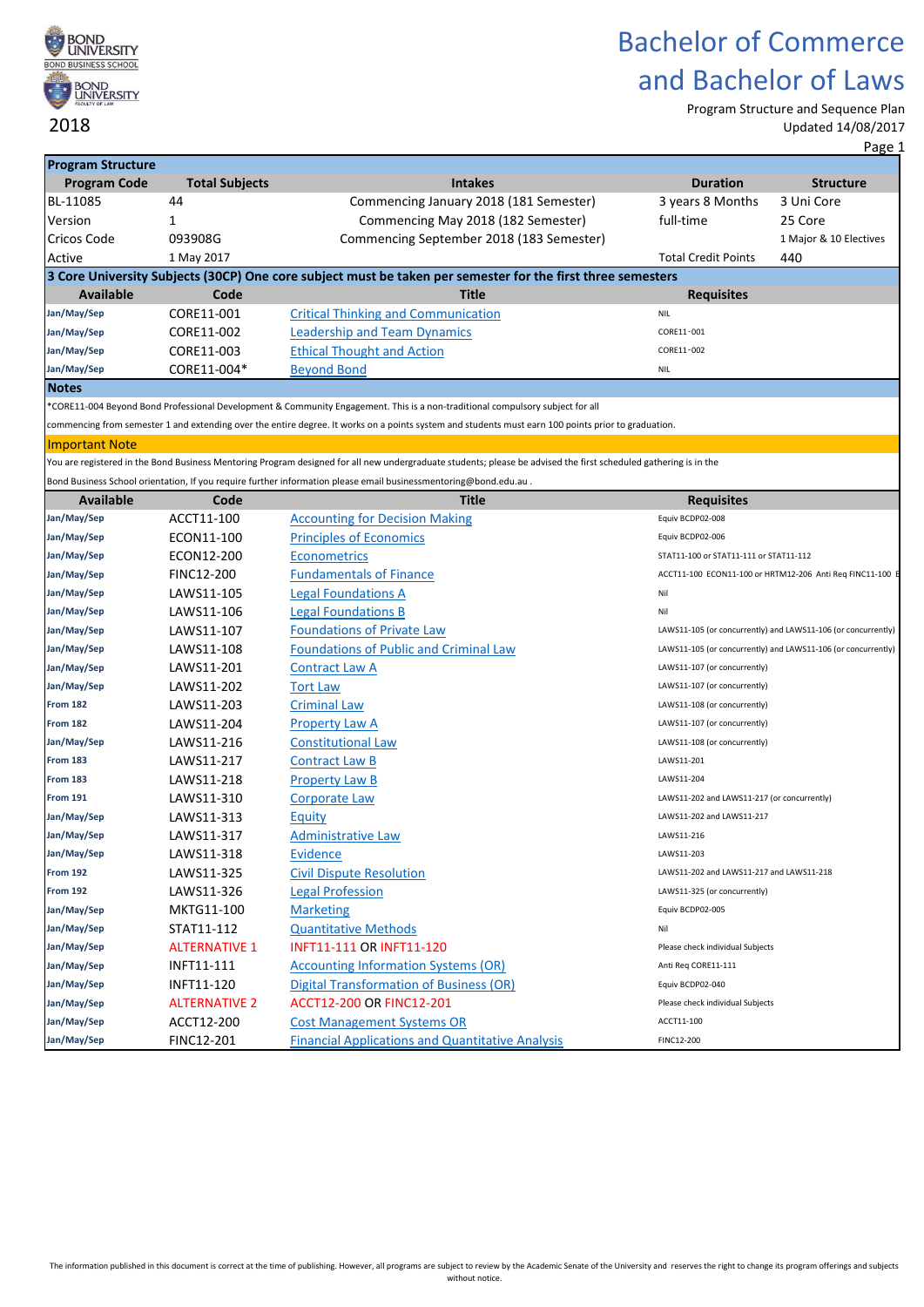BOND UNIVERSITY
BOND BUSINESS SCHOOL

BOND UNIVERSITY
FACULTY OF LAW

2018

# Bachelor of Commerce and Bachelor of Laws

Program Structure and Sequence Plan
Updated 14/08/2017

| Program Structure | | | | |
|---|---|---|---|---|
| **Program Code** | **Total Subjects** | **Intakes** | **Duration** | **Structure** |
| BL-11085 | 44 | Commencing January 2018 (181 Semester) | 3 years 8 Months | 3 Uni Core |
| Version | 1 | Commencing May 2018 (182 Semester) | full-time | 25 Core |
| Cricos Code | 093908G | Commencing September 2018 (183 Semester) | | 1 Major & 10 Electives |
| Active | 1 May 2017 | | Total Credit Points | 440 |

**3 Core University Subjects (30CP) One core subject must be taken per semester for the first three semesters**

| Available | Code | Title | Requisites |
|---|---|---|---|
| Jan/May/Sep | CORE11-001 | Critical Thinking and Communication | NIL |
| Jan/May/Sep | CORE11-002 | Leadership and Team Dynamics | CORE11-001 |
| Jan/May/Sep | CORE11-003 | Ethical Thought and Action | CORE11-002 |
| Jan/May/Sep | CORE11-004* | Beyond Bond | NIL |

**Notes**

*CORE11-004 Beyond Bond Professional Development & Community Engagement. This is a non-traditional compulsory subject for all commencing from semester 1 and extending over the entire degree. It works on a points system and students must earn 100 points prior to graduation.

**Important Note**

You are registered in the Bond Business Mentoring Program designed for all new undergraduate students; please be advised the first scheduled gathering is in the Bond Business School orientation, If you require further information please email businessmentoring@bond.edu.au .

| Available | Code | Title | Requisites |
|---|---|---|---|
| Jan/May/Sep | ACCT11-100 | Accounting for Decision Making | Equiv BCDP02-008 |
| Jan/May/Sep | ECON11-100 | Principles of Economics | Equiv BCDP02-006 |
| Jan/May/Sep | ECON12-200 | Econometrics | STAT11-100 or STAT11-111 or STAT11-112 |
| Jan/May/Sep | FINC12-200 | Fundamentals of Finance | ACCT11-100 ECON11-100 or HRTM12-206 Anti Req FINC11-100 E |
| Jan/May/Sep | LAWS11-105 | Legal Foundations A | Nil |
| Jan/May/Sep | LAWS11-106 | Legal Foundations B | Nil |
| Jan/May/Sep | LAWS11-107 | Foundations of Private Law | LAWS11-105 (or concurrently) and LAWS11-106 (or concurrently) |
| Jan/May/Sep | LAWS11-108 | Foundations of Public and Criminal Law | LAWS11-105 (or concurrently) and LAWS11-106 (or concurrently) |
| Jan/May/Sep | LAWS11-201 | Contract Law A | LAWS11-107 (or concurrently) |
| Jan/May/Sep | LAWS11-202 | Tort Law | LAWS11-107 (or concurrently) |
| From 182 | LAWS11-203 | Criminal Law | LAWS11-108 (or concurrently) |
| From 182 | LAWS11-204 | Property Law A | LAWS11-107 (or concurrently) |
| Jan/May/Sep | LAWS11-216 | Constitutional Law | LAWS11-108 (or concurrently) |
| From 183 | LAWS11-217 | Contract Law B | LAWS11-201 |
| From 183 | LAWS11-218 | Property Law B | LAWS11-204 |
| From 191 | LAWS11-310 | Corporate Law | LAWS11-202 and LAWS11-217 (or concurrently) |
| Jan/May/Sep | LAWS11-313 | Equity | LAWS11-202 and LAWS11-217 |
| Jan/May/Sep | LAWS11-317 | Administrative Law | LAWS11-216 |
| Jan/May/Sep | LAWS11-318 | Evidence | LAWS11-203 |
| From 192 | LAWS11-325 | Civil Dispute Resolution | LAWS11-202 and LAWS11-217 and LAWS11-218 |
| From 192 | LAWS11-326 | Legal Profession | LAWS11-325 (or concurrently) |
| Jan/May/Sep | MKTG11-100 | Marketing | Equiv BCDP02-005 |
| Jan/May/Sep | STAT11-112 | Quantitative Methods | Nil |
| Jan/May/Sep | ALTERNATIVE 1 | INFT11-111 OR INFT11-120 | Please check individual Subjects |
| Jan/May/Sep | INFT11-111 | Accounting Information Systems (OR) | Anti Req CORE11-111 |
| Jan/May/Sep | INFT11-120 | Digital Transformation of Business (OR) | Equiv BCDP02-040 |
| Jan/May/Sep | ALTERNATIVE 2 | ACCT12-200 OR FINC12-201 | Please check individual Subjects |
| Jan/May/Sep | ACCT12-200 | Cost Management Systems OR | ACCT11-100 |
| Jan/May/Sep | FINC12-201 | Financial Applications and Quantitative Analysis | FINC12-200 |

The information published in this document is correct at the time of publishing. However, all programs are subject to review by the Academic Senate of the University and reserves the right to change its program offerings and subjects without notice.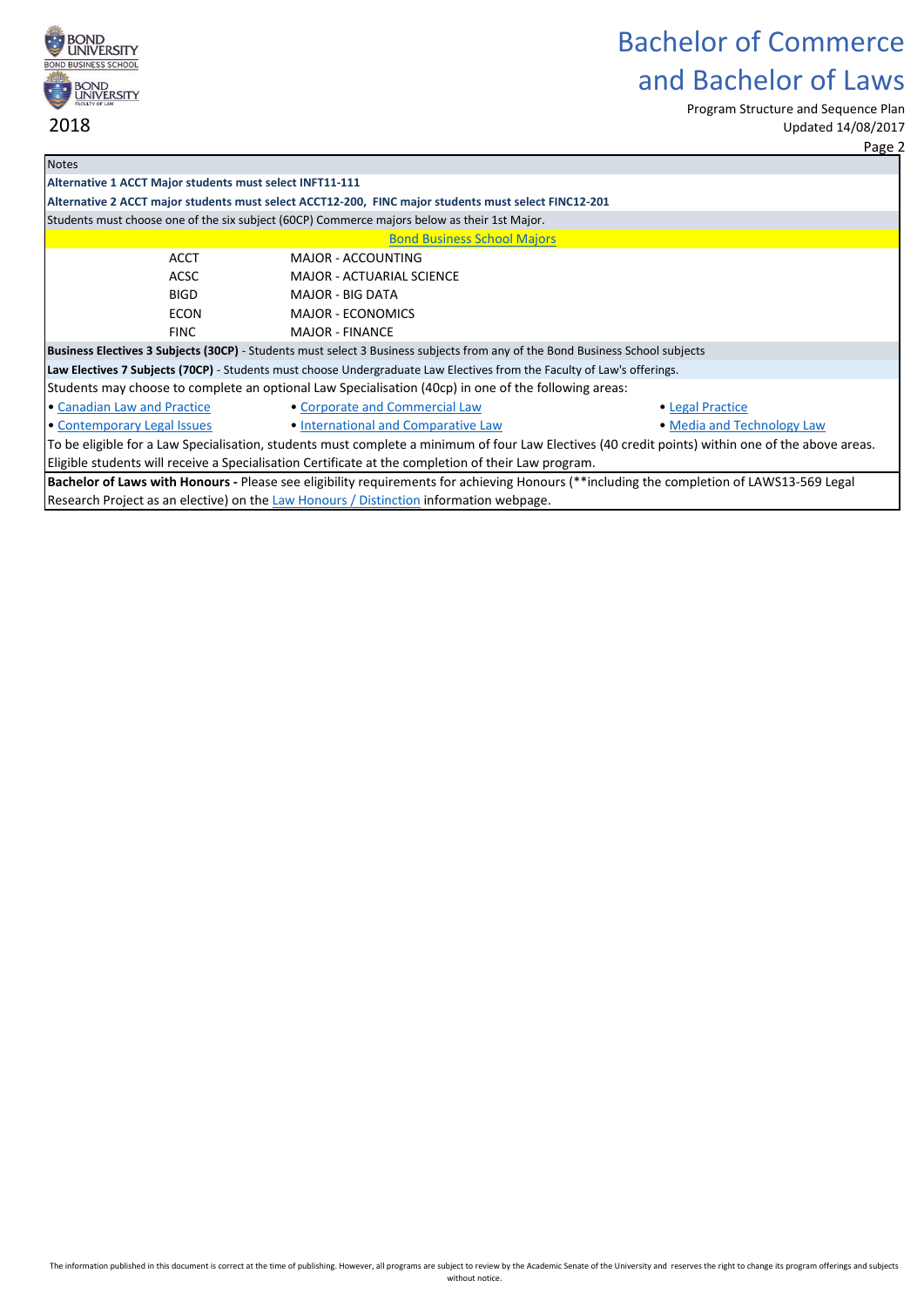# Bachelor of Commerce and Bachelor of Laws

2018

Program Structure and Sequence Plan
Updated 14/08/2017

**Notes**

**Alternative 1 ACCT Major students must select INFT11-111**

**Alternative 2 ACCT major students must select ACCT12-200, FINC major students must select FINC12-201**

Students must choose one of the six subject (60CP) Commerce majors below as their 1st Major.

**Bond Business School Majors**

| Code | Major |
|---|---|
| ACCT | MAJOR - ACCOUNTING |
| ACSC | MAJOR - ACTUARIAL SCIENCE |
| BIGD | MAJOR - BIG DATA |
| ECON | MAJOR - ECONOMICS |
| FINC | MAJOR - FINANCE |

**Business Electives 3 Subjects (30CP)** - Students must select 3 Business subjects from any of the Bond Business School subjects

**Law Electives 7 Subjects (70CP)** - Students must choose Undergraduate Law Electives from the Faculty of Law's offerings.

Students may choose to complete an optional Law Specialisation (40cp) in one of the following areas:

- Canadian Law and Practice
- Contemporary Legal Issues
- Corporate and Commercial Law
- International and Comparative Law
- Legal Practice
- Media and Technology Law

To be eligible for a Law Specialisation, students must complete a minimum of four Law Electives (40 credit points) within one of the above areas. Eligible students will receive a Specialisation Certificate at the completion of their Law program.

**Bachelor of Laws with Honours -** Please see eligibility requirements for achieving Honours (**including the completion of LAWS13-569 Legal Research Project as an elective) on the Law Honours / Distinction information webpage.

The information published in this document is correct at the time of publishing. However, all programs are subject to review by the Academic Senate of the University and reserves the right to change its program offerings and subjects without notice.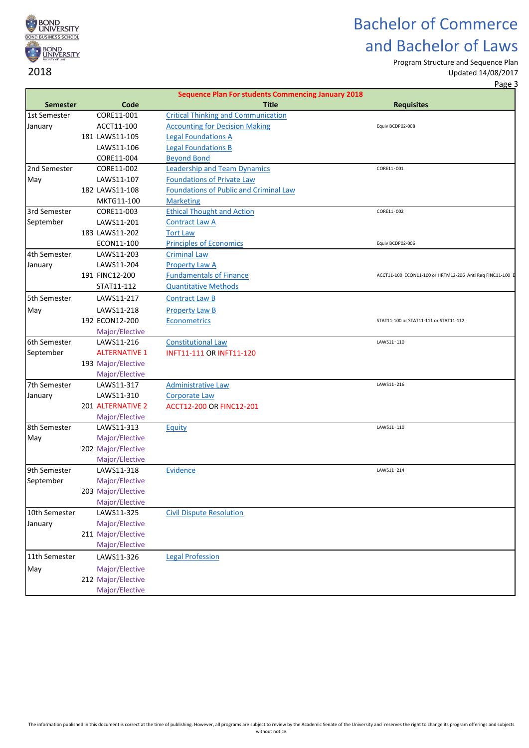# Bachelor of Commerce and Bachelor of Laws

2018

Program Structure and Sequence Plan
Updated 14/08/2017

| Sequence Plan For students Commencing January 2018 | | | |
|---|---|---|---|
| **Semester** | **Code** | **Title** | **Requisites** |
| 1st Semester | CORE11-001 | Critical Thinking and Communication | |
| January | ACCT11-100 | Accounting for Decision Making | Equiv BCDP02-008 |
| | 181 LAWS11-105 | Legal Foundations A | |
| | LAWS11-106 | Legal Foundations B | |
| | CORE11-004 | Beyond Bond | |
| 2nd Semester | CORE11-002 | Leadership and Team Dynamics | CORE11-001 |
| May | LAWS11-107 | Foundations of Private Law | |
| | 182 LAWS11-108 | Foundations of Public and Criminal Law | |
| | MKTG11-100 | Marketing | |
| 3rd Semester | CORE11-003 | Ethical Thought and Action | CORE11-002 |
| September | LAWS11-201 | Contract Law A | |
| | 183 LAWS11-202 | Tort Law | |
| | ECON11-100 | Principles of Economics | Equiv BCDP02-006 |
| 4th Semester | LAWS11-203 | Criminal Law | |
| January | LAWS11-204 | Property Law A | |
| | 191 FINC12-200 | Fundamentals of Finance | ACCT11-100 ECON11-100 or HRTM12-206 Anti Req FINC11-100 E |
| | STAT11-112 | Quantitative Methods | |
| 5th Semester | LAWS11-217 | Contract Law B | |
| May | LAWS11-218 | Property Law B | |
| | 192 ECON12-200 | Econometrics | STAT11-100 or STAT11-111 or STAT11-112 |
| | Major/Elective | | |
| 6th Semester | LAWS11-216 | Constitutional Law | LAWS11-110 |
| September | ALTERNATIVE 1 | INFT11-111 OR INFT11-120 | |
| | 193 Major/Elective | | |
| | Major/Elective | | |
| 7th Semester | LAWS11-317 | Administrative Law | LAWS11-216 |
| January | LAWS11-310 | Corporate Law | |
| | 201 ALTERNATIVE 2 | ACCT12-200 OR FINC12-201 | |
| | Major/Elective | | |
| 8th Semester | LAWS11-313 | Equity | LAWS11-110 |
| May | Major/Elective | | |
| | 202 Major/Elective | | |
| | Major/Elective | | |
| 9th Semester | LAWS11-318 | Evidence | LAWS11-214 |
| September | Major/Elective | | |
| | 203 Major/Elective | | |
| | Major/Elective | | |
| 10th Semester | LAWS11-325 | Civil Dispute Resolution | |
| January | Major/Elective | | |
| | 211 Major/Elective | | |
| | Major/Elective | | |
| 11th Semester | LAWS11-326 | Legal Profession | |
| May | Major/Elective | | |
| | 212 Major/Elective | | |
| | Major/Elective | | |

The information published in this document is correct at the time of publishing. However, all programs are subject to review by the Academic Senate of the University and reserves the right to change its program offerings and subjects without notice.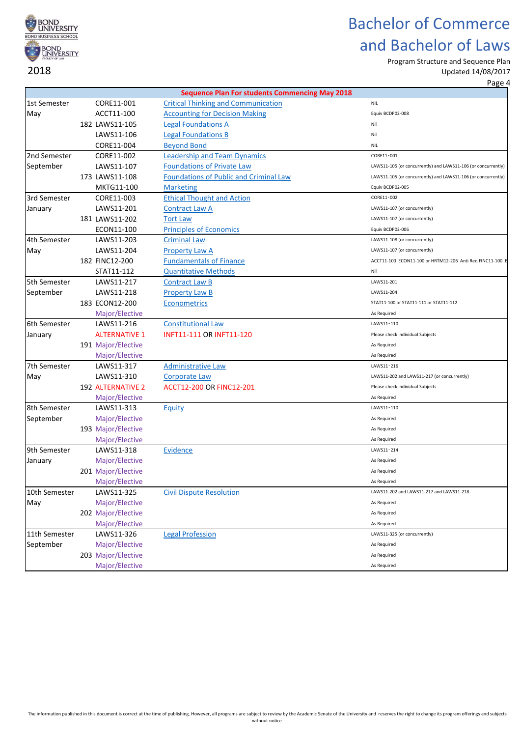# Bachelor of Commerce and Bachelor of Laws

Program Structure and Sequence Plan
Updated 14/08/2017

2018

| Sequence Plan For students Commencing May 2018 | | | | |
|---|---|---|---|---|
| 1st Semester | | CORE11-001 | Critical Thinking and Communication | NIL |
| May | | ACCT11-100 | Accounting for Decision Making | Equiv BCDP02-008 |
| | 182 | LAWS11-105 | Legal Foundations A | Nil |
| | | LAWS11-106 | Legal Foundations B | Nil |
| | | CORE11-004 | Beyond Bond | NIL |
| 2nd Semester | | CORE11-002 | Leadership and Team Dynamics | CORE11-001 |
| September | | LAWS11-107 | Foundations of Private Law | LAWS11-105 (or concurrently) and LAWS11-106 (or concurrently) |
| | 173 | LAWS11-108 | Foundations of Public and Criminal Law | LAWS11-105 (or concurrently) and LAWS11-106 (or concurrently) |
| | | MKTG11-100 | Marketing | Equiv BCDP02-005 |
| 3rd Semester | | CORE11-003 | Ethical Thought and Action | CORE11-002 |
| January | | LAWS11-201 | Contract Law A | LAWS11-107 (or concurrently) |
| | 181 | LAWS11-202 | Tort Law | LAWS11-107 (or concurrently) |
| | | ECON11-100 | Principles of Economics | Equiv BCDP02-006 |
| 4th Semester | | LAWS11-203 | Criminal Law | LAWS11-108 (or concurrently) |
| May | | LAWS11-204 | Property Law A | LAWS11-107 (or concurrently) |
| | 182 | FINC12-200 | Fundamentals of Finance | ACCT11-100 ECON11-100 or HRTM12-206 Anti Req FINC11-100 E |
| | | STAT11-112 | Quantitative Methods | Nil |
| 5th Semester | | LAWS11-217 | Contract Law B | LAWS11-201 |
| September | | LAWS11-218 | Property Law B | LAWS11-204 |
| | 183 | ECON12-200 | Econometrics | STAT11-100 or STAT11-111 or STAT11-112 |
| | | Major/Elective | | As Required |
| 6th Semester | | LAWS11-216 | Constitutional Law | LAWS11-110 |
| January | | ALTERNATIVE 1 | INFT11-111 OR INFT11-120 | Please check individual Subjects |
| | 191 | Major/Elective | | As Required |
| | | Major/Elective | | As Required |
| 7th Semester | | LAWS11-317 | Administrative Law | LAWS11-216 |
| May | | LAWS11-310 | Corporate Law | LAWS11-202 and LAWS11-217 (or concurrently) |
| | 192 | ALTERNATIVE 2 | ACCT12-200 OR FINC12-201 | Please check individual Subjects |
| | | Major/Elective | | As Required |
| 8th Semester | | LAWS11-313 | Equity | LAWS11-110 |
| September | | Major/Elective | | As Required |
| | 193 | Major/Elective | | As Required |
| | | Major/Elective | | As Required |
| 9th Semester | | LAWS11-318 | Evidence | LAWS11-214 |
| January | | Major/Elective | | As Required |
| | 201 | Major/Elective | | As Required |
| | | Major/Elective | | As Required |
| 10th Semester | | LAWS11-325 | Civil Dispute Resolution | LAWS11-202 and LAWS11-217 and LAWS11-218 |
| May | | Major/Elective | | As Required |
| | 202 | Major/Elective | | As Required |
| | | Major/Elective | | As Required |
| 11th Semester | | LAWS11-326 | Legal Profession | LAWS11-325 (or concurrently) |
| September | | Major/Elective | | As Required |
| | 203 | Major/Elective | | As Required |
| | | Major/Elective | | As Required |

The information published in this document is correct at the time of publishing. However, all programs are subject to review by the Academic Senate of the University and reserves the right to change its program offerings and subjects without notice.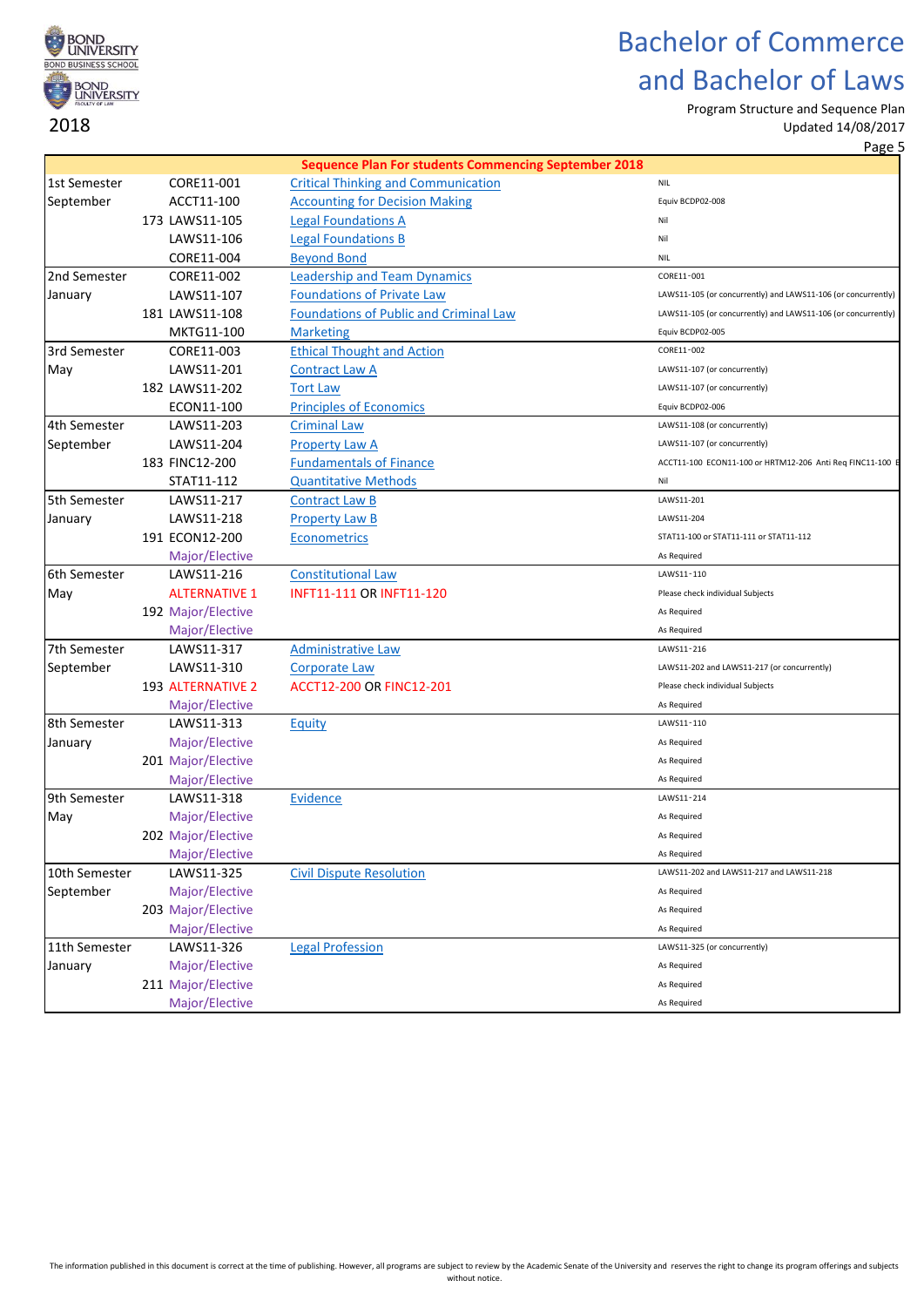2018

# Bachelor of Commerce and Bachelor of Laws

Program Structure and Sequence Plan
Updated 14/08/2017

| Sequence Plan For students Commencing September 2018 | | | | |
|---|---|---|---|---|
| 1st Semester | | CORE11-001 | Critical Thinking and Communication | NIL |
| September | | ACCT11-100 | Accounting for Decision Making | Equiv BCDP02-008 |
| | 173 | LAWS11-105 | Legal Foundations A | Nil |
| | | LAWS11-106 | Legal Foundations B | Nil |
| | | CORE11-004 | Beyond Bond | NIL |
| 2nd Semester | | CORE11-002 | Leadership and Team Dynamics | CORE11-001 |
| January | | LAWS11-107 | Foundations of Private Law | LAWS11-105 (or concurrently) and LAWS11-106 (or concurrently) |
| | 181 | LAWS11-108 | Foundations of Public and Criminal Law | LAWS11-105 (or concurrently) and LAWS11-106 (or concurrently) |
| | | MKTG11-100 | Marketing | Equiv BCDP02-005 |
| 3rd Semester | | CORE11-003 | Ethical Thought and Action | CORE11-002 |
| May | | LAWS11-201 | Contract Law A | LAWS11-107 (or concurrently) |
| | 182 | LAWS11-202 | Tort Law | LAWS11-107 (or concurrently) |
| | | ECON11-100 | Principles of Economics | Equiv BCDP02-006 |
| 4th Semester | | LAWS11-203 | Criminal Law | LAWS11-108 (or concurrently) |
| September | | LAWS11-204 | Property Law A | LAWS11-107 (or concurrently) |
| | 183 | FINC12-200 | Fundamentals of Finance | ACCT11-100 ECON11-100 or HRTM12-206 Anti Req FINC11-100 E |
| | | STAT11-112 | Quantitative Methods | Nil |
| 5th Semester | | LAWS11-217 | Contract Law B | LAWS11-201 |
| January | | LAWS11-218 | Property Law B | LAWS11-204 |
| | 191 | ECON12-200 | Econometrics | STAT11-100 or STAT11-111 or STAT11-112 |
| | | Major/Elective | | As Required |
| 6th Semester | | LAWS11-216 | Constitutional Law | LAWS11-110 |
| May | | ALTERNATIVE 1 | INFT11-111 OR INFT11-120 | Please check individual Subjects |
| | 192 | Major/Elective | | As Required |
| | | Major/Elective | | As Required |
| 7th Semester | | LAWS11-317 | Administrative Law | LAWS11-216 |
| September | | LAWS11-310 | Corporate Law | LAWS11-202 and LAWS11-217 (or concurrently) |
| | 193 | ALTERNATIVE 2 | ACCT12-200 OR FINC12-201 | Please check individual Subjects |
| | | Major/Elective | | As Required |
| 8th Semester | | LAWS11-313 | Equity | LAWS11-110 |
| January | | Major/Elective | | As Required |
| | 201 | Major/Elective | | As Required |
| | | Major/Elective | | As Required |
| 9th Semester | | LAWS11-318 | Evidence | LAWS11-214 |
| May | | Major/Elective | | As Required |
| | 202 | Major/Elective | | As Required |
| | | Major/Elective | | As Required |
| 10th Semester | | LAWS11-325 | Civil Dispute Resolution | LAWS11-202 and LAWS11-217 and LAWS11-218 |
| September | | Major/Elective | | As Required |
| | 203 | Major/Elective | | As Required |
| | | Major/Elective | | As Required |
| 11th Semester | | LAWS11-326 | Legal Profession | LAWS11-325 (or concurrently) |
| January | | Major/Elective | | As Required |
| | 211 | Major/Elective | | As Required |
| | | Major/Elective | | As Required |

The information published in this document is correct at the time of publishing. However, all programs are subject to review by the Academic Senate of the University and reserves the right to change its program offerings and subjects without notice.